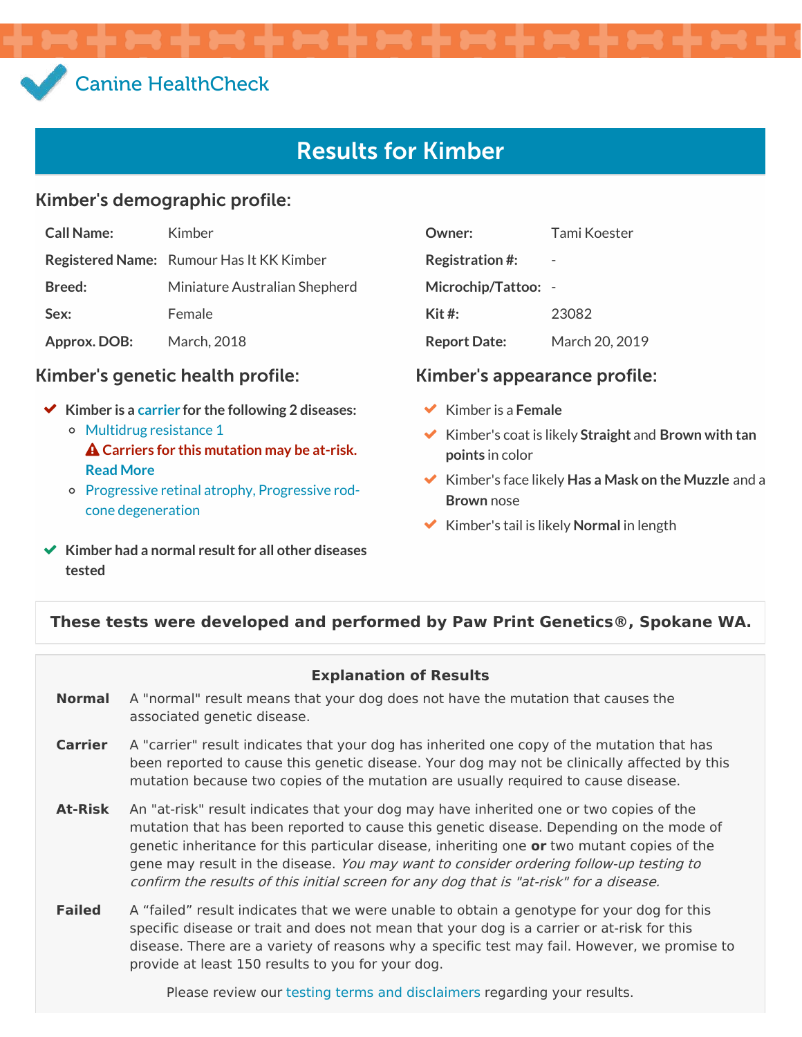Canine HealthCheck

# Results for Kimber

## Kimber's demographic profile:

| | | | |
|---|---|---|---|
| **Call Name:** | Kimber | **Owner:** | Tami Koester |
| **Registered Name:** | Rumour Has It KK Kimber | **Registration #:** | - |
| **Breed:** | Miniature Australian Shepherd | **Microchip/Tattoo:** | - |
| **Sex:** | Female | **Kit #:** | 23082 |
| **Approx. DOB:** | March, 2018 | **Report Date:** | March 20, 2019 |

## Kimber's genetic health profile:

- **Kimber is a carrier for the following 2 diseases:**
  - Multidrug resistance 1
    **Carriers for this mutation may be at-risk. Read More**
  - Progressive retinal atrophy, Progressive rod-cone degeneration
- **Kimber had a normal result for all other diseases tested**

## Kimber's appearance profile:

- Kimber is a **Female**
- Kimber's coat is likely **Straight** and **Brown with tan points** in color
- Kimber's face likely **Has a Mask on the Muzzle** and a **Brown** nose
- Kimber's tail is likely **Normal** in length

**These tests were developed and performed by Paw Print Genetics®, Spokane WA.**

### Explanation of Results

**Normal** A "normal" result means that your dog does not have the mutation that causes the associated genetic disease.

**Carrier** A "carrier" result indicates that your dog has inherited one copy of the mutation that has been reported to cause this genetic disease. Your dog may not be clinically affected by this mutation because two copies of the mutation are usually required to cause disease.

**At-Risk** An "at-risk" result indicates that your dog may have inherited one or two copies of the mutation that has been reported to cause this genetic disease. Depending on the mode of genetic inheritance for this particular disease, inheriting one **or** two mutant copies of the gene may result in the disease. *You may want to consider ordering follow-up testing to confirm the results of this initial screen for any dog that is "at-risk" for a disease.*

**Failed** A "failed" result indicates that we were unable to obtain a genotype for your dog for this specific disease or trait and does not mean that your dog is a carrier or at-risk for this disease. There are a variety of reasons why a specific test may fail. However, we promise to provide at least 150 results to you for your dog.

Please review our testing terms and disclaimers regarding your results.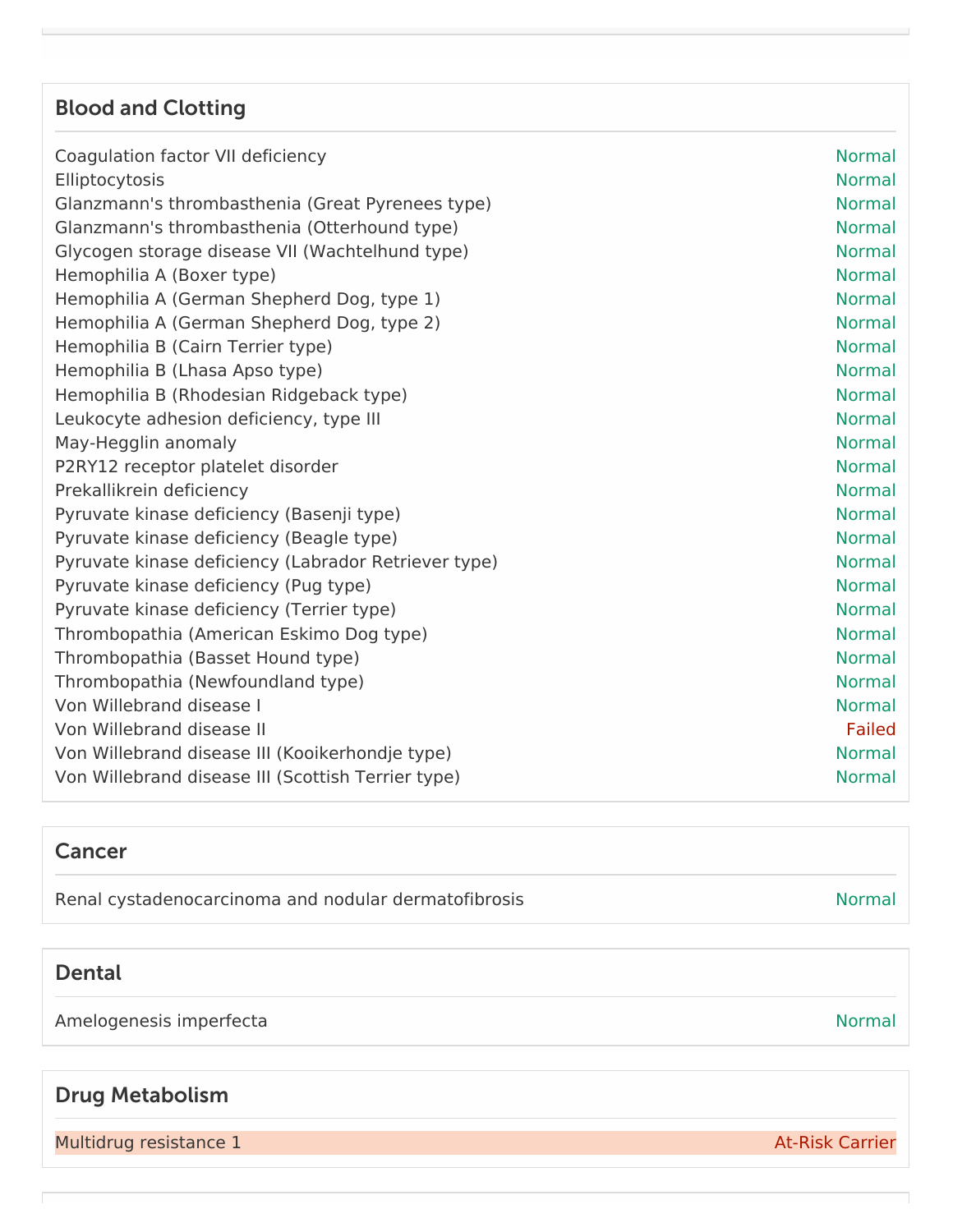## Blood and Clotting

| | |
|---|---|
| Coagulation factor VII deficiency | Normal |
| Elliptocytosis | Normal |
| Glanzmann's thrombasthenia (Great Pyrenees type) | Normal |
| Glanzmann's thrombasthenia (Otterhound type) | Normal |
| Glycogen storage disease VII (Wachtelhund type) | Normal |
| Hemophilia A (Boxer type) | Normal |
| Hemophilia A (German Shepherd Dog, type 1) | Normal |
| Hemophilia A (German Shepherd Dog, type 2) | Normal |
| Hemophilia B (Cairn Terrier type) | Normal |
| Hemophilia B (Lhasa Apso type) | Normal |
| Hemophilia B (Rhodesian Ridgeback type) | Normal |
| Leukocyte adhesion deficiency, type III | Normal |
| May-Hegglin anomaly | Normal |
| P2RY12 receptor platelet disorder | Normal |
| Prekallikrein deficiency | Normal |
| Pyruvate kinase deficiency (Basenji type) | Normal |
| Pyruvate kinase deficiency (Beagle type) | Normal |
| Pyruvate kinase deficiency (Labrador Retriever type) | Normal |
| Pyruvate kinase deficiency (Pug type) | Normal |
| Pyruvate kinase deficiency (Terrier type) | Normal |
| Thrombopathia (American Eskimo Dog type) | Normal |
| Thrombopathia (Basset Hound type) | Normal |
| Thrombopathia (Newfoundland type) | Normal |
| Von Willebrand disease I | Normal |
| Von Willebrand disease II | Failed |
| Von Willebrand disease III (Kooikerhondje type) | Normal |
| Von Willebrand disease III (Scottish Terrier type) | Normal |

## Cancer

| | |
|---|---|
| Renal cystadenocarcinoma and nodular dermatofibrosis | Normal |

## Dental

| | |
|---|---|
| Amelogenesis imperfecta | Normal |

## Drug Metabolism

| | |
|---|---|
| Multidrug resistance 1 | At-Risk Carrier |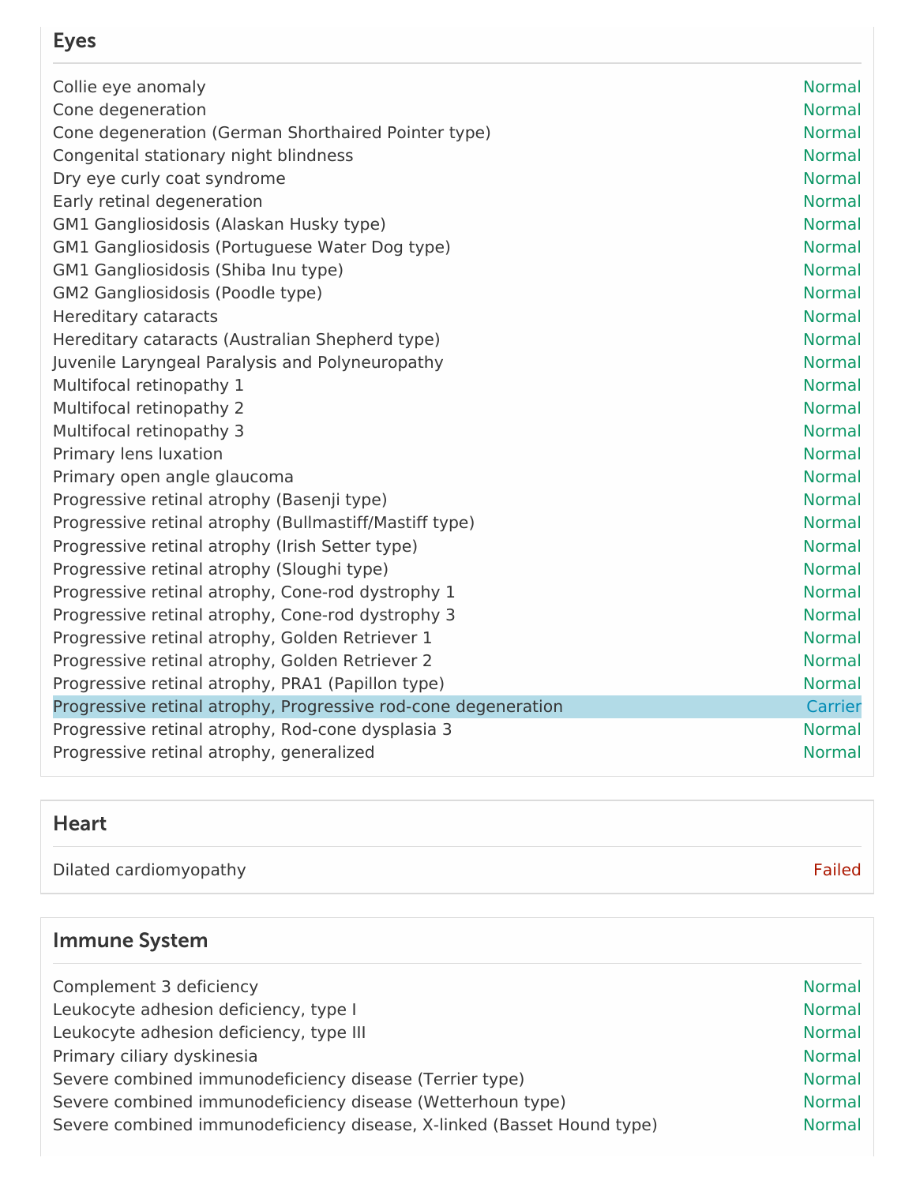## Eyes

| | |
|---|---|
| Collie eye anomaly | Normal |
| Cone degeneration | Normal |
| Cone degeneration (German Shorthaired Pointer type) | Normal |
| Congenital stationary night blindness | Normal |
| Dry eye curly coat syndrome | Normal |
| Early retinal degeneration | Normal |
| GM1 Gangliosidosis (Alaskan Husky type) | Normal |
| GM1 Gangliosidosis (Portuguese Water Dog type) | Normal |
| GM1 Gangliosidosis (Shiba Inu type) | Normal |
| GM2 Gangliosidosis (Poodle type) | Normal |
| Hereditary cataracts | Normal |
| Hereditary cataracts (Australian Shepherd type) | Normal |
| Juvenile Laryngeal Paralysis and Polyneuropathy | Normal |
| Multifocal retinopathy 1 | Normal |
| Multifocal retinopathy 2 | Normal |
| Multifocal retinopathy 3 | Normal |
| Primary lens luxation | Normal |
| Primary open angle glaucoma | Normal |
| Progressive retinal atrophy (Basenji type) | Normal |
| Progressive retinal atrophy (Bullmastiff/Mastiff type) | Normal |
| Progressive retinal atrophy (Irish Setter type) | Normal |
| Progressive retinal atrophy (Sloughi type) | Normal |
| Progressive retinal atrophy, Cone-rod dystrophy 1 | Normal |
| Progressive retinal atrophy, Cone-rod dystrophy 3 | Normal |
| Progressive retinal atrophy, Golden Retriever 1 | Normal |
| Progressive retinal atrophy, Golden Retriever 2 | Normal |
| Progressive retinal atrophy, PRA1 (Papillon type) | Normal |
| Progressive retinal atrophy, Progressive rod-cone degeneration | Carrier |
| Progressive retinal atrophy, Rod-cone dysplasia 3 | Normal |
| Progressive retinal atrophy, generalized | Normal |

## Heart

| | |
|---|---|
| Dilated cardiomyopathy | Failed |

## Immune System

| | |
|---|---|
| Complement 3 deficiency | Normal |
| Leukocyte adhesion deficiency, type I | Normal |
| Leukocyte adhesion deficiency, type III | Normal |
| Primary ciliary dyskinesia | Normal |
| Severe combined immunodeficiency disease (Terrier type) | Normal |
| Severe combined immunodeficiency disease (Wetterhoun type) | Normal |
| Severe combined immunodeficiency disease, X-linked (Basset Hound type) | Normal |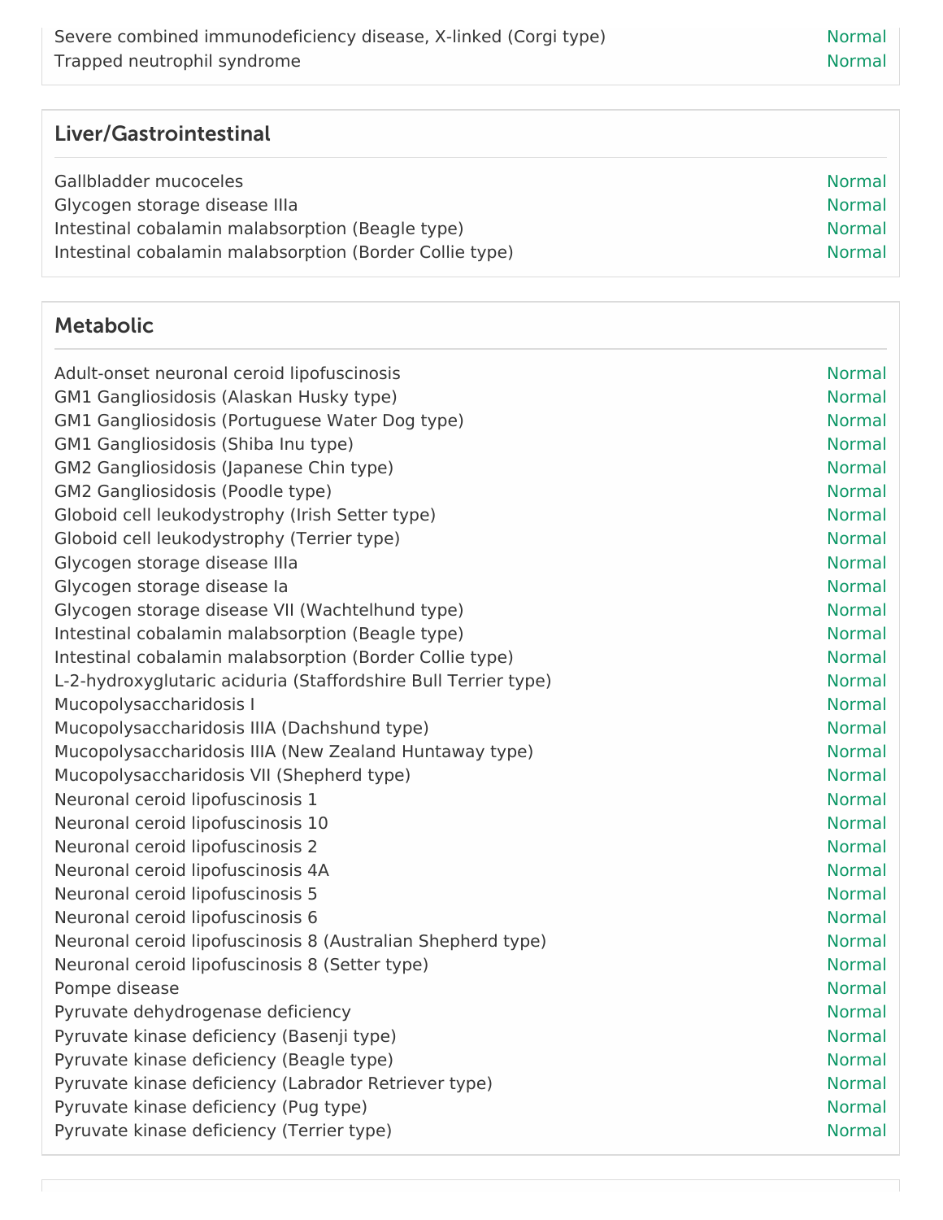| | |
|---|---|
| Severe combined immunodeficiency disease, X-linked (Corgi type) | Normal |
| Trapped neutrophil syndrome | Normal |

## Liver/Gastrointestinal

| | |
|---|---|
| Gallbladder mucoceles | Normal |
| Glycogen storage disease IIIa | Normal |
| Intestinal cobalamin malabsorption (Beagle type) | Normal |
| Intestinal cobalamin malabsorption (Border Collie type) | Normal |

## Metabolic

| | |
|---|---|
| Adult-onset neuronal ceroid lipofuscinosis | Normal |
| GM1 Gangliosidosis (Alaskan Husky type) | Normal |
| GM1 Gangliosidosis (Portuguese Water Dog type) | Normal |
| GM1 Gangliosidosis (Shiba Inu type) | Normal |
| GM2 Gangliosidosis (Japanese Chin type) | Normal |
| GM2 Gangliosidosis (Poodle type) | Normal |
| Globoid cell leukodystrophy (Irish Setter type) | Normal |
| Globoid cell leukodystrophy (Terrier type) | Normal |
| Glycogen storage disease IIIa | Normal |
| Glycogen storage disease Ia | Normal |
| Glycogen storage disease VII (Wachtelhund type) | Normal |
| Intestinal cobalamin malabsorption (Beagle type) | Normal |
| Intestinal cobalamin malabsorption (Border Collie type) | Normal |
| L-2-hydroxyglutaric aciduria (Staffordshire Bull Terrier type) | Normal |
| Mucopolysaccharidosis I | Normal |
| Mucopolysaccharidosis IIIA (Dachshund type) | Normal |
| Mucopolysaccharidosis IIIA (New Zealand Huntaway type) | Normal |
| Mucopolysaccharidosis VII (Shepherd type) | Normal |
| Neuronal ceroid lipofuscinosis 1 | Normal |
| Neuronal ceroid lipofuscinosis 10 | Normal |
| Neuronal ceroid lipofuscinosis 2 | Normal |
| Neuronal ceroid lipofuscinosis 4A | Normal |
| Neuronal ceroid lipofuscinosis 5 | Normal |
| Neuronal ceroid lipofuscinosis 6 | Normal |
| Neuronal ceroid lipofuscinosis 8 (Australian Shepherd type) | Normal |
| Neuronal ceroid lipofuscinosis 8 (Setter type) | Normal |
| Pompe disease | Normal |
| Pyruvate dehydrogenase deficiency | Normal |
| Pyruvate kinase deficiency (Basenji type) | Normal |
| Pyruvate kinase deficiency (Beagle type) | Normal |
| Pyruvate kinase deficiency (Labrador Retriever type) | Normal |
| Pyruvate kinase deficiency (Pug type) | Normal |
| Pyruvate kinase deficiency (Terrier type) | Normal |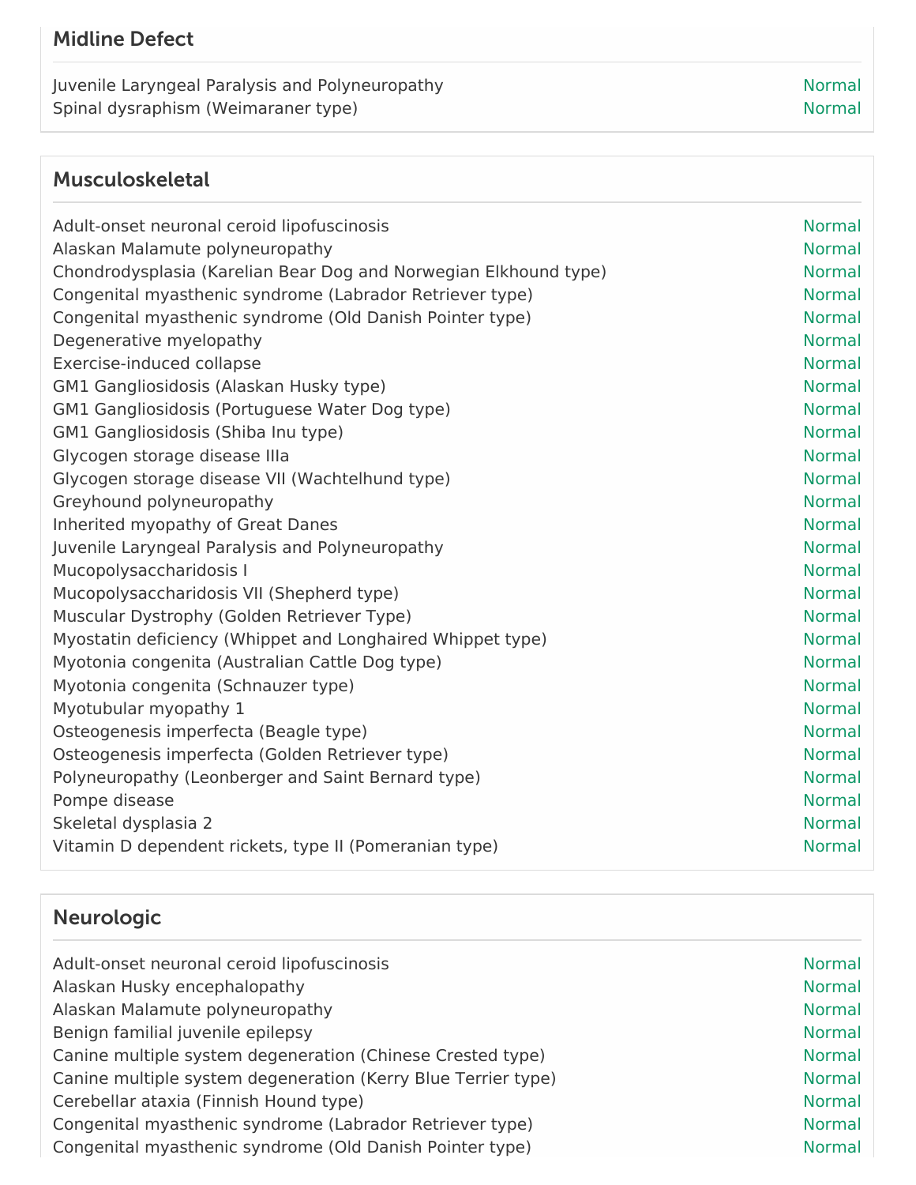## Midline Defect

| Condition | Result |
|---|---|
| Juvenile Laryngeal Paralysis and Polyneuropathy | Normal |
| Spinal dysraphism (Weimaraner type) | Normal |

## Musculoskeletal

| Condition | Result |
|---|---|
| Adult-onset neuronal ceroid lipofuscinosis | Normal |
| Alaskan Malamute polyneuropathy | Normal |
| Chondrodysplasia (Karelian Bear Dog and Norwegian Elkhound type) | Normal |
| Congenital myasthenic syndrome (Labrador Retriever type) | Normal |
| Congenital myasthenic syndrome (Old Danish Pointer type) | Normal |
| Degenerative myelopathy | Normal |
| Exercise-induced collapse | Normal |
| GM1 Gangliosidosis (Alaskan Husky type) | Normal |
| GM1 Gangliosidosis (Portuguese Water Dog type) | Normal |
| GM1 Gangliosidosis (Shiba Inu type) | Normal |
| Glycogen storage disease IIIa | Normal |
| Glycogen storage disease VII (Wachtelhund type) | Normal |
| Greyhound polyneuropathy | Normal |
| Inherited myopathy of Great Danes | Normal |
| Juvenile Laryngeal Paralysis and Polyneuropathy | Normal |
| Mucopolysaccharidosis I | Normal |
| Mucopolysaccharidosis VII (Shepherd type) | Normal |
| Muscular Dystrophy (Golden Retriever Type) | Normal |
| Myostatin deficiency (Whippet and Longhaired Whippet type) | Normal |
| Myotonia congenita (Australian Cattle Dog type) | Normal |
| Myotonia congenita (Schnauzer type) | Normal |
| Myotubular myopathy 1 | Normal |
| Osteogenesis imperfecta (Beagle type) | Normal |
| Osteogenesis imperfecta (Golden Retriever type) | Normal |
| Polyneuropathy (Leonberger and Saint Bernard type) | Normal |
| Pompe disease | Normal |
| Skeletal dysplasia 2 | Normal |
| Vitamin D dependent rickets, type II (Pomeranian type) | Normal |

## Neurologic

| Condition | Result |
|---|---|
| Adult-onset neuronal ceroid lipofuscinosis | Normal |
| Alaskan Husky encephalopathy | Normal |
| Alaskan Malamute polyneuropathy | Normal |
| Benign familial juvenile epilepsy | Normal |
| Canine multiple system degeneration (Chinese Crested type) | Normal |
| Canine multiple system degeneration (Kerry Blue Terrier type) | Normal |
| Cerebellar ataxia (Finnish Hound type) | Normal |
| Congenital myasthenic syndrome (Labrador Retriever type) | Normal |
| Congenital myasthenic syndrome (Old Danish Pointer type) | Normal |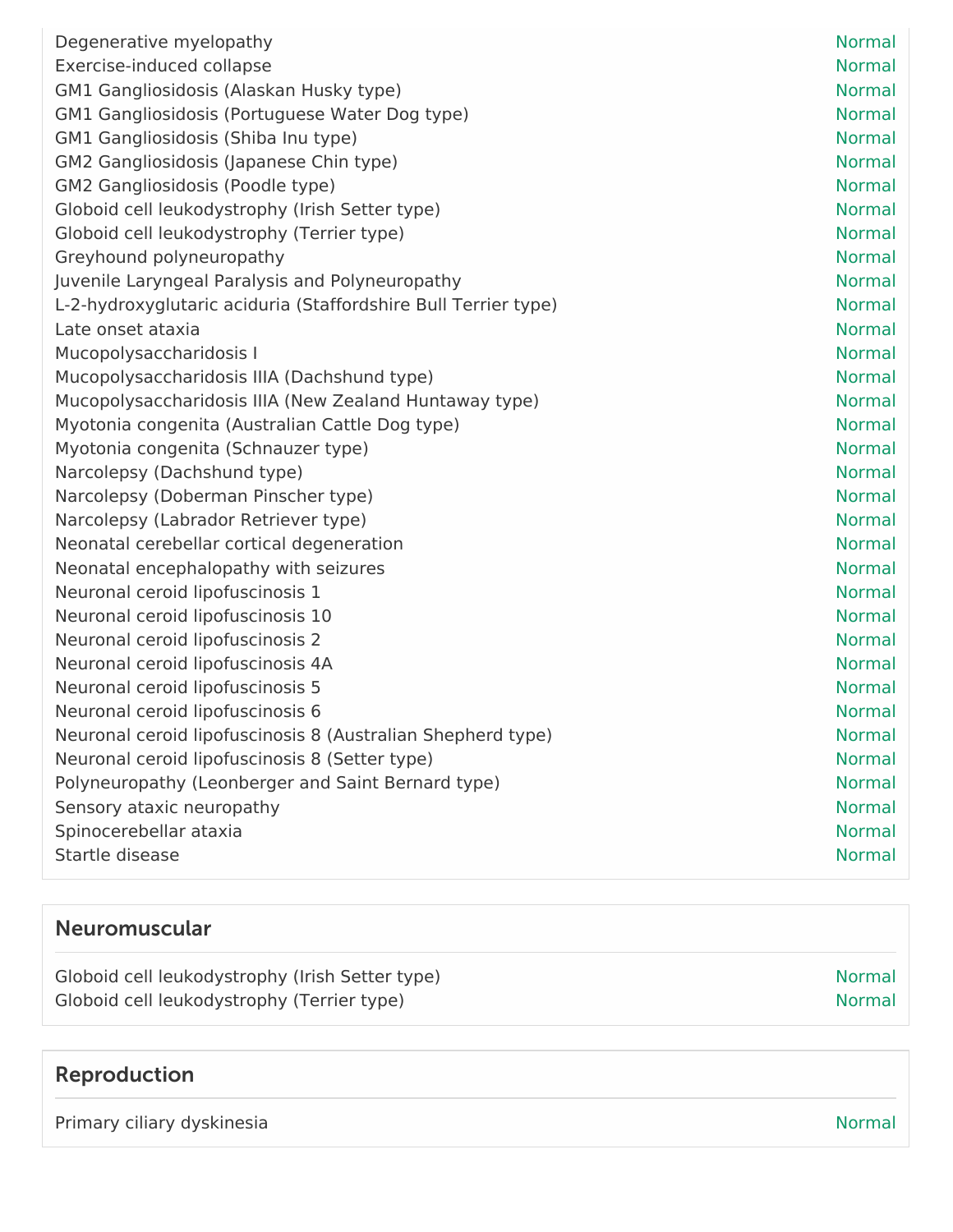| | |
|---|---|
| Degenerative myelopathy | Normal |
| Exercise-induced collapse | Normal |
| GM1 Gangliosidosis (Alaskan Husky type) | Normal |
| GM1 Gangliosidosis (Portuguese Water Dog type) | Normal |
| GM1 Gangliosidosis (Shiba Inu type) | Normal |
| GM2 Gangliosidosis (Japanese Chin type) | Normal |
| GM2 Gangliosidosis (Poodle type) | Normal |
| Globoid cell leukodystrophy (Irish Setter type) | Normal |
| Globoid cell leukodystrophy (Terrier type) | Normal |
| Greyhound polyneuropathy | Normal |
| Juvenile Laryngeal Paralysis and Polyneuropathy | Normal |
| L-2-hydroxyglutaric aciduria (Staffordshire Bull Terrier type) | Normal |
| Late onset ataxia | Normal |
| Mucopolysaccharidosis I | Normal |
| Mucopolysaccharidosis IIIA (Dachshund type) | Normal |
| Mucopolysaccharidosis IIIA (New Zealand Huntaway type) | Normal |
| Myotonia congenita (Australian Cattle Dog type) | Normal |
| Myotonia congenita (Schnauzer type) | Normal |
| Narcolepsy (Dachshund type) | Normal |
| Narcolepsy (Doberman Pinscher type) | Normal |
| Narcolepsy (Labrador Retriever type) | Normal |
| Neonatal cerebellar cortical degeneration | Normal |
| Neonatal encephalopathy with seizures | Normal |
| Neuronal ceroid lipofuscinosis 1 | Normal |
| Neuronal ceroid lipofuscinosis 10 | Normal |
| Neuronal ceroid lipofuscinosis 2 | Normal |
| Neuronal ceroid lipofuscinosis 4A | Normal |
| Neuronal ceroid lipofuscinosis 5 | Normal |
| Neuronal ceroid lipofuscinosis 6 | Normal |
| Neuronal ceroid lipofuscinosis 8 (Australian Shepherd type) | Normal |
| Neuronal ceroid lipofuscinosis 8 (Setter type) | Normal |
| Polyneuropathy (Leonberger and Saint Bernard type) | Normal |
| Sensory ataxic neuropathy | Normal |
| Spinocerebellar ataxia | Normal |
| Startle disease | Normal |

## Neuromuscular

| | |
|---|---|
| Globoid cell leukodystrophy (Irish Setter type) | Normal |
| Globoid cell leukodystrophy (Terrier type) | Normal |

## Reproduction

| | |
|---|---|
| Primary ciliary dyskinesia | Normal |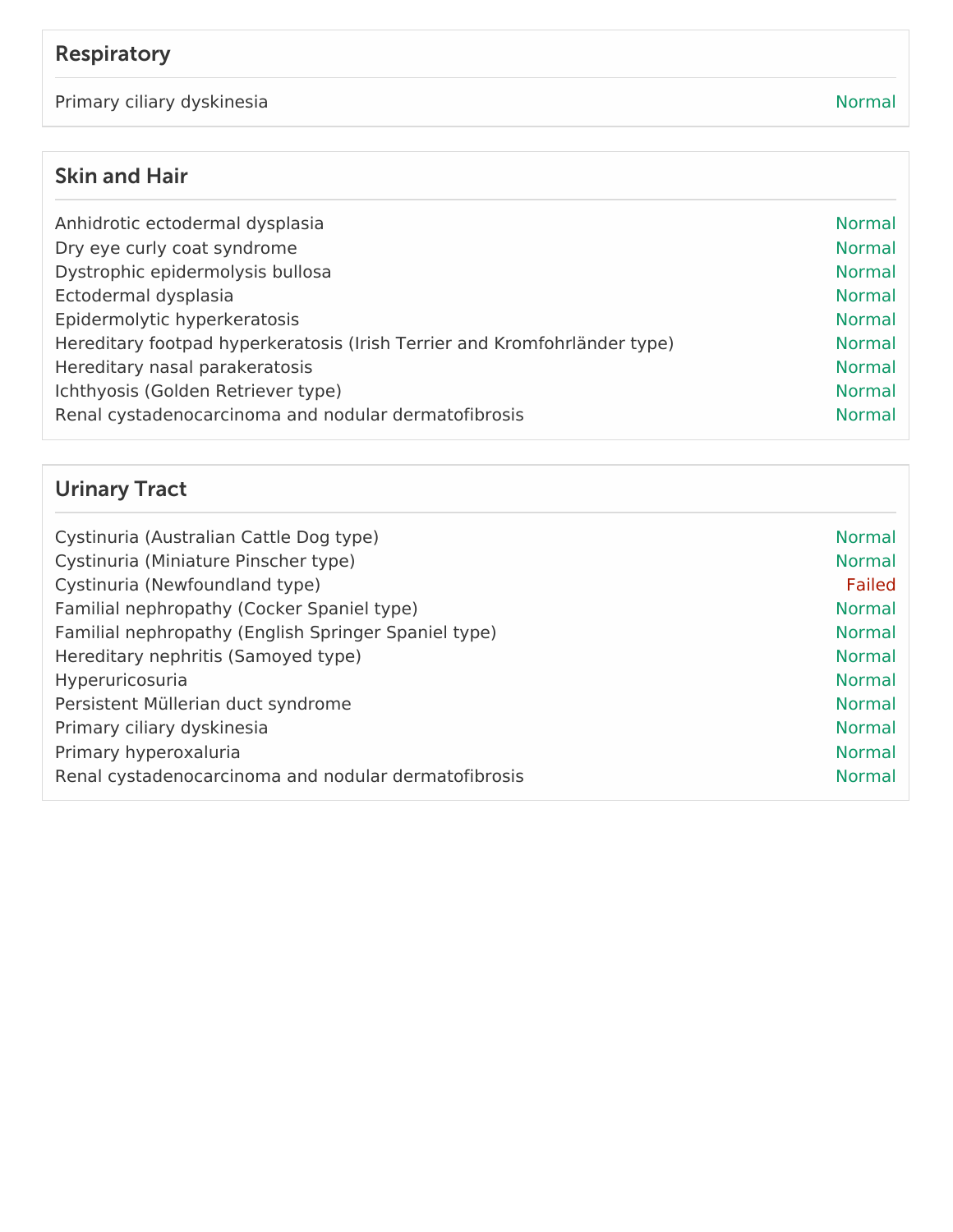## Respiratory

| | |
|---|---|
| Primary ciliary dyskinesia | Normal |

## Skin and Hair

| | |
|---|---|
| Anhidrotic ectodermal dysplasia | Normal |
| Dry eye curly coat syndrome | Normal |
| Dystrophic epidermolysis bullosa | Normal |
| Ectodermal dysplasia | Normal |
| Epidermolytic hyperkeratosis | Normal |
| Hereditary footpad hyperkeratosis (Irish Terrier and Kromfohrländer type) | Normal |
| Hereditary nasal parakeratosis | Normal |
| Ichthyosis (Golden Retriever type) | Normal |
| Renal cystadenocarcinoma and nodular dermatofibrosis | Normal |

## Urinary Tract

| | |
|---|---|
| Cystinuria (Australian Cattle Dog type) | Normal |
| Cystinuria (Miniature Pinscher type) | Normal |
| Cystinuria (Newfoundland type) | Failed |
| Familial nephropathy (Cocker Spaniel type) | Normal |
| Familial nephropathy (English Springer Spaniel type) | Normal |
| Hereditary nephritis (Samoyed type) | Normal |
| Hyperuricosuria | Normal |
| Persistent Müllerian duct syndrome | Normal |
| Primary ciliary dyskinesia | Normal |
| Primary hyperoxaluria | Normal |
| Renal cystadenocarcinoma and nodular dermatofibrosis | Normal |